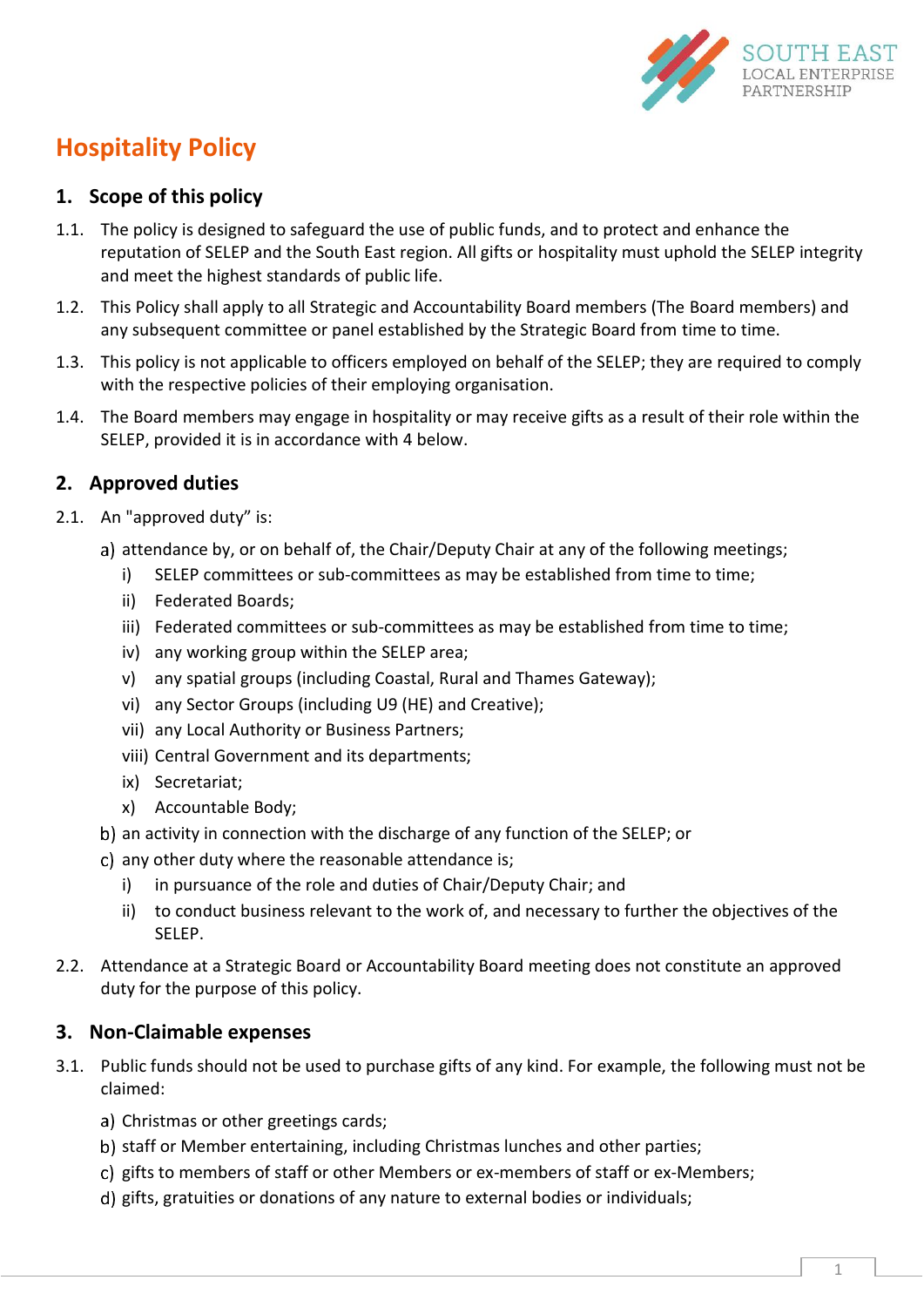# Hospitality Policy

## 1. Scope of this policy

1.1. The policy is designed to safeguard the use of public funds, and to protect and enhance the reputation of SELEP and the South East region. All gifts or hospitality must uphold the SELEP integrity and meet the highest standards of public life.

1.2. This Policy shall apply to all Strategic and Accountability Board members (The Board members) and any subsequent committee or panel established by the Strategic Board from time to time.

1.3. This policy is not applicable to officers employed on behalf of the SELEP; they are required to comply with the respective policies of their employing organisation.

1.4. The Board members may engage in hospitality or may receive gifts as a result of their role within the SELEP, provided it is in accordance with 4 below.

## 2. Approved duties

2.1. An "approved duty" is:

a) attendance by, or on behalf of, the Chair/Deputy Chair at any of the following meetings;
   - i) SELEP committees or sub-committees as may be established from time to time;
   - ii) Federated Boards;
   - iii) Federated committees or sub-committees as may be established from time to time;
   - iv) any working group within the SELEP area;
   - v) any spatial groups (including Coastal, Rural and Thames Gateway);
   - vi) any Sector Groups (including U9 (HE) and Creative);
   - vii) any Local Authority or Business Partners;
   - viii) Central Government and its departments;
   - ix) Secretariat;
   - x) Accountable Body;

b) an activity in connection with the discharge of any function of the SELEP; or

c) any other duty where the reasonable attendance is;
   - i) in pursuance of the role and duties of Chair/Deputy Chair; and
   - ii) to conduct business relevant to the work of, and necessary to further the objectives of the SELEP.

2.2. Attendance at a Strategic Board or Accountability Board meeting does not constitute an approved duty for the purpose of this policy.

## 3. Non-Claimable expenses

3.1. Public funds should not be used to purchase gifts of any kind. For example, the following must not be claimed:

a) Christmas or other greetings cards;

b) staff or Member entertaining, including Christmas lunches and other parties;

c) gifts to members of staff or other Members or ex-members of staff or ex-Members;

d) gifts, gratuities or donations of any nature to external bodies or individuals;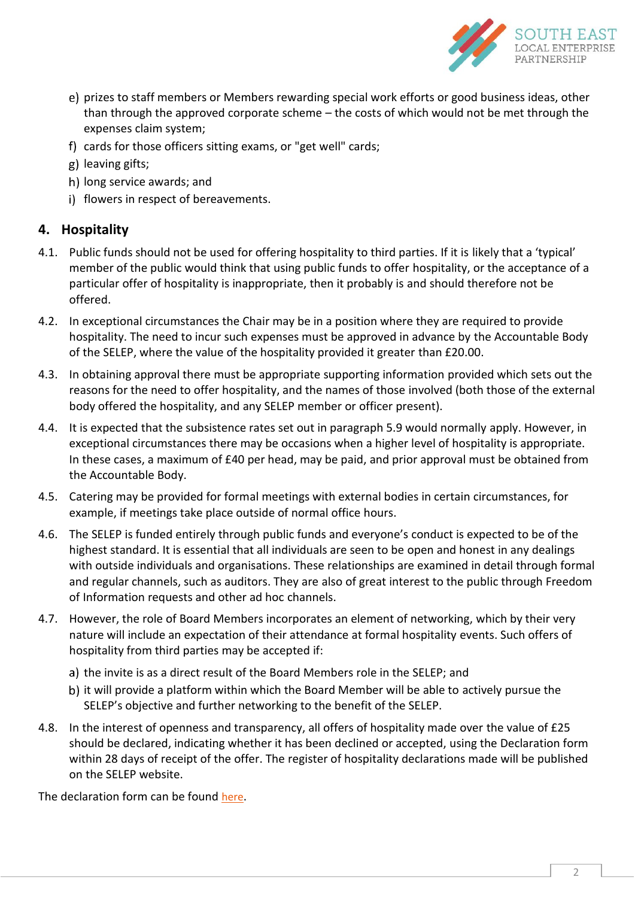e) prizes to staff members or Members rewarding special work efforts or good business ideas, other than through the approved corporate scheme – the costs of which would not be met through the expenses claim system;
f) cards for those officers sitting exams, or "get well" cards;
g) leaving gifts;
h) long service awards; and
i) flowers in respect of bereavements.

## 4. Hospitality

4.1. Public funds should not be used for offering hospitality to third parties. If it is likely that a 'typical' member of the public would think that using public funds to offer hospitality, or the acceptance of a particular offer of hospitality is inappropriate, then it probably is and should therefore not be offered.

4.2. In exceptional circumstances the Chair may be in a position where they are required to provide hospitality. The need to incur such expenses must be approved in advance by the Accountable Body of the SELEP, where the value of the hospitality provided it greater than £20.00.

4.3. In obtaining approval there must be appropriate supporting information provided which sets out the reasons for the need to offer hospitality, and the names of those involved (both those of the external body offered the hospitality, and any SELEP member or officer present).

4.4. It is expected that the subsistence rates set out in paragraph 5.9 would normally apply. However, in exceptional circumstances there may be occasions when a higher level of hospitality is appropriate. In these cases, a maximum of £40 per head, may be paid, and prior approval must be obtained from the Accountable Body.

4.5. Catering may be provided for formal meetings with external bodies in certain circumstances, for example, if meetings take place outside of normal office hours.

4.6. The SELEP is funded entirely through public funds and everyone's conduct is expected to be of the highest standard. It is essential that all individuals are seen to be open and honest in any dealings with outside individuals and organisations. These relationships are examined in detail through formal and regular channels, such as auditors. They are also of great interest to the public through Freedom of Information requests and other ad hoc channels.

4.7. However, the role of Board Members incorporates an element of networking, which by their very nature will include an expectation of their attendance at formal hospitality events. Such offers of hospitality from third parties may be accepted if:

a) the invite is as a direct result of the Board Members role in the SELEP; and
b) it will provide a platform within which the Board Member will be able to actively pursue the SELEP's objective and further networking to the benefit of the SELEP.

4.8. In the interest of openness and transparency, all offers of hospitality made over the value of £25 should be declared, indicating whether it has been declined or accepted, using the Declaration form within 28 days of receipt of the offer. The register of hospitality declarations made will be published on the SELEP website.

The declaration form can be found here.